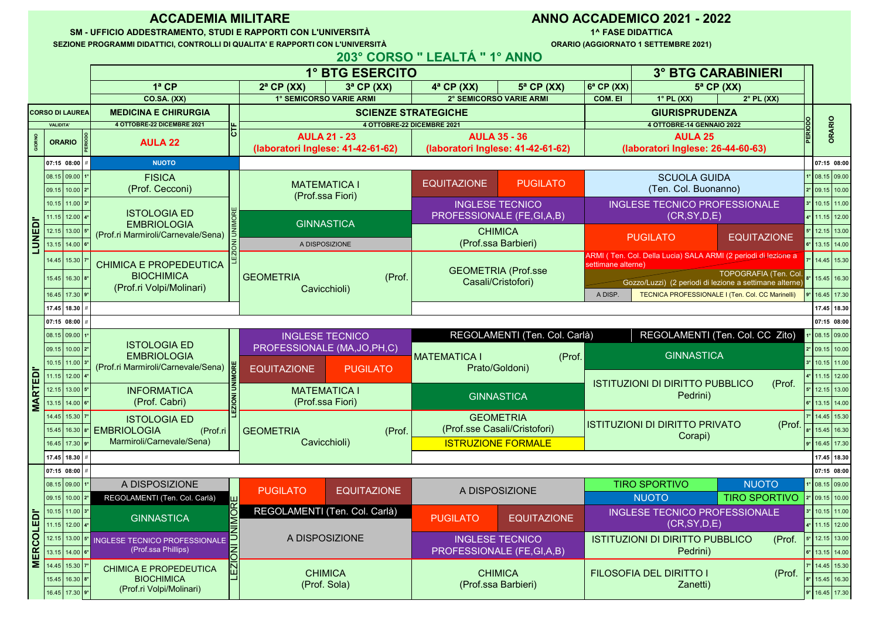# ACCADEMIA MILITARE

**SM - UFFICIO ADDESTRAMENTO, STUDI E RAPPORTI CON L'UNIVERSITÀ**

**SEZIONE PROGRAMMI DIDATTICI, CONTROLLI DI QUALITA' E RAPPORTI CON L'UNIVERSITÀ**

**ANNO ACCADEMICO 2021 - 2022**

**1^ FASE DIDATTICA**

**ORARIO (AGGIORNATO 1 SETTEMBRE 2021)**

## 203° CORSO " LEALTÁ " 1° ANNO

| | | 1° BTG ESERCITO | | | | | | 3° BTG CARABINIERI | | |
|---|---|---|---|---|---|---|---|---|---|---|
| | | 1ª CP | 2ª CP (XX) | 3ª CP (XX) | 4ª CP (XX) | 5ª CP (XX) | 6ª CP (XX) | 5ª CP (XX) | | |
| | | CO.SA. (XX) | 1° SEMICORSO VARIE ARMI | | 2° SEMICORSO VARIE ARMI | | COM. EI | 1° PL (XX) | 2° PL (XX) | |
| CORSO DI LAUREA | | MEDICINA E CHIRURGIA | SCIENZE STRATEGICHE | | | | | GIURISPRUDENZA | | |
| VALIDITA' | | 4 OTTOBRE-22 DICEMBRE 2021 | 4 OTTOBRE-22 DICEMBRE 2021 | | | | | 4 OTTOBRE-14 GENNAIO 2022 | | |
| GIORNO | ORARIO / PERIODO | AULA 22 | AULA 21 - 23 (laboratori Inglese: 41-42-61-62) | | AULA 35 - 36 (laboratori Inglese: 41-42-61-62) | | | AULA 25 (laboratori Inglese: 26-44-60-63) | | ORARIO |

### LUNEDI'

| Orario | Periodo | 1ª CP (AULA 22) | CTF | AULA 21 - 23 | | AULA 35 - 36 | | AULA 25 | | Periodo | Orario |
|---|---|---|---|---|---|---|---|---|---|---|---|
| 07:15 08:00 | // | NUOTO | | | | | | | | | 07:15 08:00 |
| 08.15 09.00 | 1° | FISICA (Prof. Cecconi) | | MATEMATICA I (Prof.ssa Fiori) | | EQUITAZIONE | PUGILATO | SCUOLA GUIDA (Ten. Col. Buonanno) | | 1° | 08.15 09.00 |
| 09.15 10.00 | 2° | | | | | | | | | 2° | 09.15 10.00 |
| 10.15 11.00 | 3° | ISTOLOGIA ED EMBRIOLOGIA (Prof.ri Marmiroli/Carnevale/Sena) | LEZIONI UNIMORE | | | INGLESE TECNICO PROFESSIONALE (FE,GI,A,B) | | INGLESE TECNICO PROFESSIONALE (CR,SY,D,E) | | 3° | 10.15 11.00 |
| 11.15 12.00 | 4° | | | GINNASTICA | | | | | | 4° | 11.15 12.00 |
| 12.15 13.00 | 5° | | | | | CHIMICA (Prof.ssa Barbieri) | | PUGILATO | EQUITAZIONE | 5° | 12.15 13.00 |
| 13.15 14.00 | 6° | | | A DISPOSIZIONE | | | | | | 6° | 13.15 14.00 |
| 14.45 15.30 | 7° | CHIMICA E PROPEDEUTICA BIOCHIMICA (Prof.ri Volpi/Molinari) | | GEOMETRIA (Prof. Cavicchioli) | | GEOMETRIA (Prof.sse Casali/Cristofori) | | ARMI ( Ten. Col. Della Lucia) SALA ARMI (2 periodi di lezione a settimane alterne) | | 7° | 14.45 15.30 |
| 15.45 16.30 | 8° | | | | | | | TOPOGRAFIA (Ten. Col. Gozzo/Luzzi) (2 periodi di lezione a settimane alterne) | | 8° | 15.45 16.30 |
| 16.45 17.30 | 9° | | | | | | | A DISP. | TECNICA PROFESSIONALE I (Ten. Col. CC Marinelli) | 9° | 16.45 17.30 |
| 17.45 18.30 | // | | | | | | | | | | 17.45 18.30 |

### MARTEDI'

| Orario | Periodo | 1ª CP (AULA 22) | CTF | AULA 21 - 23 | | AULA 35 - 36 | | AULA 25 | | Periodo | Orario |
|---|---|---|---|---|---|---|---|---|---|---|---|
| 07:15 08:00 | // | | | | | | | | | | 07:15 08:00 |
| 08.15 09.00 | 1° | ISTOLOGIA ED EMBRIOLOGIA (Prof.ri Marmiroli/Carnevale/Sena) | LEZIONI UNIMORE | INGLESE TECNICO PROFESSIONALE (MA,JO,PH,C) | | REGOLAMENTI (Ten. Col. Carlà) | | REGOLAMENTI (Ten. Col. CC Zito) | | 1° | 08.15 09.00 |
| 09.15 10.00 | 2° | | | | | MATEMATICA I (Prof. Prato/Goldoni) | | GINNASTICA | | 2° | 09.15 10.00 |
| 10.15 11.00 | 3° | | | EQUITAZIONE | PUGILATO | | | | | 3° | 10.15 11.00 |
| 11.15 12.00 | 4° | | | | | | | ISTITUZIONI DI DIRITTO PUBBLICO (Prof. Pedrini) | | 4° | 11.15 12.00 |
| 12.15 13.00 | 5° | INFORMATICA (Prof. Cabri) | | MATEMATICA I (Prof.ssa Fiori) | | GINNASTICA | | | | 5° | 12.15 13.00 |
| 13.15 14.00 | 6° | | | | | | | | | 6° | 13.15 14.00 |
| 14.45 15.30 | 7° | ISTOLOGIA ED EMBRIOLOGIA (Prof.ri Marmiroli/Carnevale/Sena) | | GEOMETRIA (Prof. Cavicchioli) | | GEOMETRIA (Prof.sse Casali/Cristofori) | | ISTITUZIONI DI DIRITTO PRIVATO (Prof. Corapi) | | 7° | 14.45 15.30 |
| 15.45 16.30 | 8° | | | | | | | | | 8° | 15.45 16.30 |
| 16.45 17.30 | 9° | | | | | ISTRUZIONE FORMALE | | | | 9° | 16.45 17.30 |
| 17.45 18.30 | // | | | | | | | | | | 17.45 18.30 |

### MERCOLEDI'

| Orario | Periodo | 1ª CP (AULA 22) | CTF | AULA 21 - 23 | | AULA 35 - 36 | | AULA 25 | | Periodo | Orario |
|---|---|---|---|---|---|---|---|---|---|---|---|
| 07:15 08:00 | // | | | | | | | | | | 07:15 08:00 |
| 08.15 09.00 | 1° | A DISPOSIZIONE | LEZIONI UNIMORE | PUGILATO | EQUITAZIONE | A DISPOSIZIONE | | TIRO SPORTIVO | NUOTO | 1° | 08.15 09.00 |
| 09.15 10.00 | 2° | REGOLAMENTI (Ten. Col. Carlà) | | | | | | NUOTO | TIRO SPORTIVO | 2° | 09.15 10.00 |
| 10.15 11.00 | 3° | GINNASTICA | | REGOLAMENTI (Ten. Col. Carlà) | | PUGILATO | EQUITAZIONE | INGLESE TECNICO PROFESSIONALE (CR,SY,D,E) | | 3° | 10.15 11.00 |
| 11.15 12.00 | 4° | | | A DISPOSIZIONE | | | | | | 4° | 11.15 12.00 |
| 12.15 13.00 | 5° | INGLESE TECNICO PROFESSIONALE (Prof.ssa Phillips) | | | | INGLESE TECNICO PROFESSIONALE (FE,GI,A,B) | | ISTITUZIONI DI DIRITTO PUBBLICO (Prof. Pedrini) | | 5° | 12.15 13.00 |
| 13.15 14.00 | 6° | | | | | | | | | 6° | 13.15 14.00 |
| 14.45 15.30 | 7° | CHIMICA E PROPEDEUTICA BIOCHIMICA (Prof.ri Volpi/Molinari) | | CHIMICA (Prof. Sola) | | CHIMICA (Prof.ssa Barbieri) | | FILOSOFIA DEL DIRITTO I (Prof. Zanetti) | | 7° | 14.45 15.30 |
| 15.45 16.30 | 8° | | | | | | | | | 8° | 15.45 16.30 |
| 16.45 17.30 | 9° | | | | | | | | | 9° | 16.45 17.30 |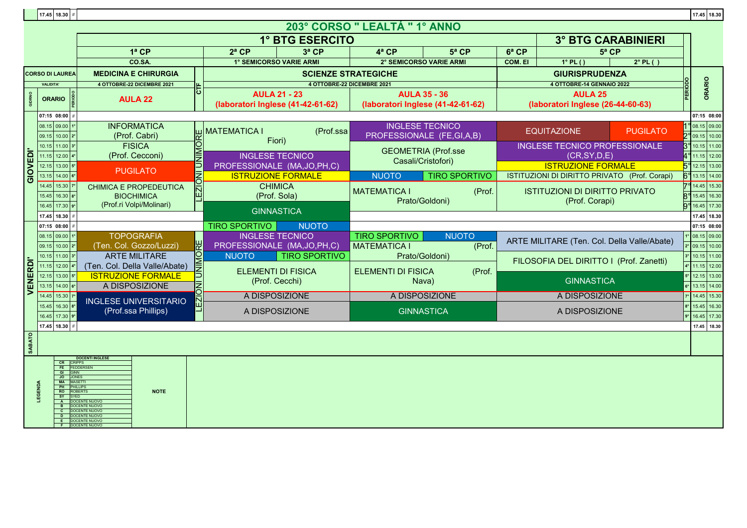| | | | |
|---|---|---|---|
| 17.45 18.30 // | | | 17.45 18.30 |

# 203° CORSO " LEALTÁ " 1° ANNO

| | 1° BTG ESERCITO | | | | | 3° BTG CARABINIERI | | |
|---|---|---|---|---|---|---|---|---|
| | 1ª CP | 2ª CP | 3ª CP | 4ª CP | 5ª CP | 6ª CP | 5ª CP | |
| | CO.SA. | 1° SEMICORSO VARIE ARMI | | 2° SEMICORSO VARIE ARMI | | COM. EI | 1° PL ( ) | 2° PL ( ) |
| CORSO DI LAUREA | MEDICINA E CHIRURGIA | SCIENZE STRATEGICHE | | | | GIURISPRUDENZA | | |
| VALIDITA' | 4 OTTOBRE-22 DICEMBRE 2021 | 4 OTTOBRE-22 DICEMBRE 2021 | | | | 4 OTTOBRE-14 GENNAIO 2022 | | |
| GIORNO / ORARIO / PERIODO | AULA 22 | AULA 21 - 23 (laboratori Inglese (41-42-61-62) | | AULA 35 - 36 (laboratori Inglese (41-42-61-62) | | AULA 25 (laboratori Inglese (26-44-60-63) | | |

CTF

## GIOVEDI'

| Orario | Periodo | 1ª CP (CO.SA.) | | 2ª CP / 3ª CP | 4ª CP / 5ª CP | 3° BTG CARABINIERI | Periodo | Orario |
|---|---|---|---|---|---|---|---|---|
| 07:15 08:00 | // | | | | | | | 07:15 08:00 |
| 08.15 09.00 | 1° | INFORMATICA (Prof. Cabri) | LEZIONI UNIMORE | MATEMATICA I (Prof.ssa Fiori) | INGLESE TECNICO PROFESSIONALE (FE,GI,A,B) | EQUITAZIONE / PUGILATO | 1° | 08.15 09.00 |
| 09.15 10.00 | 2° | INFORMATICA (Prof. Cabri) | | MATEMATICA I (Prof.ssa Fiori) | INGLESE TECNICO PROFESSIONALE (FE,GI,A,B) | EQUITAZIONE / PUGILATO | 2° | 09.15 10.00 |
| 10.15 11.00 | 3° | FISICA (Prof. Cecconi) | | MATEMATICA I (Prof.ssa Fiori) | GEOMETRIA (Prof.sse Casali/Cristofori) | INGLESE TECNICO PROFESSIONALE (CR,SY,D,E) | 3° | 10.15 11.00 |
| 11.15 12.00 | 4° | FISICA (Prof. Cecconi) | | INGLESE TECNICO PROFESSIONALE (MA,JO,PH,C) | GEOMETRIA (Prof.sse Casali/Cristofori) | INGLESE TECNICO PROFESSIONALE (CR,SY,D,E) | 4° | 11.15 12.00 |
| 12.15 13.00 | 5° | PUGILATO | | INGLESE TECNICO PROFESSIONALE (MA,JO,PH,C) | GEOMETRIA (Prof.sse Casali/Cristofori) | ISTRUZIONE FORMALE | 5° | 12.15 13.00 |
| 13.15 14.00 | 6° | PUGILATO | | ISTRUZIONE FORMALE | NUOTO / TIRO SPORTIVO | ISTITUZIONI DI DIRITTO PRIVATO (Prof. Corapi) | 6° | 13.15 14.00 |
| 14.45 15.30 | 7° | CHIMICA E PROPEDEUTICA BIOCHIMICA (Prof.ri Volpi/Molinari) | | CHIMICA (Prof. Sola) | MATEMATICA I (Prof. Prato/Goldoni) | ISTITUZIONI DI DIRITTO PRIVATO (Prof. Corapi) | 7° | 14.45 15.30 |
| 15.45 16.30 | 8° | CHIMICA E PROPEDEUTICA BIOCHIMICA (Prof.ri Volpi/Molinari) | | CHIMICA (Prof. Sola) | MATEMATICA I (Prof. Prato/Goldoni) | ISTITUZIONI DI DIRITTO PRIVATO (Prof. Corapi) | 8° | 15.45 16.30 |
| 16.45 17.30 | 9° | CHIMICA E PROPEDEUTICA BIOCHIMICA (Prof.ri Volpi/Molinari) | | GINNASTICA | MATEMATICA I (Prof. Prato/Goldoni) | ISTITUZIONI DI DIRITTO PRIVATO (Prof. Corapi) | 9° | 16.45 17.30 |
| 17.45 18.30 | // | | | GINNASTICA | | | | 17.45 18.30 |

## VENERDI'

| Orario | Periodo | 1ª CP (CO.SA.) | | 2ª CP / 3ª CP | 4ª CP / 5ª CP | 3° BTG CARABINIERI | Periodo | Orario |
|---|---|---|---|---|---|---|---|---|
| 07:15 08:00 | // | | | TIRO SPORTIVO / NUOTO | | | | 07:15 08:00 |
| 08.15 09.00 | 1° | TOPOGRAFIA (Ten. Col. Gozzo/Luzzi) | LEZIONI UNIMORE | INGLESE TECNICO PROFESSIONALE (MA,JO,PH,C) | TIRO SPORTIVO / NUOTO | ARTE MILITARE (Ten. Col. Della Valle/Abate) | 1° | 08.15 09.00 |
| 09.15 10.00 | 2° | TOPOGRAFIA (Ten. Col. Gozzo/Luzzi) | | INGLESE TECNICO PROFESSIONALE (MA,JO,PH,C) | MATEMATICA I (Prof. Prato/Goldoni) | ARTE MILITARE (Ten. Col. Della Valle/Abate) | 2° | 09.15 10.00 |
| 10.15 11.00 | 3° | ARTE MILITARE (Ten. Col. Della Valle/Abate) | | NUOTO / TIRO SPORTIVO | MATEMATICA I (Prof. Prato/Goldoni) | FILOSOFIA DEL DIRITTO I (Prof. Zanetti) | 3° | 10.15 11.00 |
| 11.15 12.00 | 4° | ARTE MILITARE (Ten. Col. Della Valle/Abate) | | ELEMENTI DI FISICA (Prof. Cecchi) | ELEMENTI DI FISICA (Prof. Nava) | FILOSOFIA DEL DIRITTO I (Prof. Zanetti) | 4° | 11.15 12.00 |
| 12.15 13.00 | 5° | ISTRUZIONE FORMALE | | ELEMENTI DI FISICA (Prof. Cecchi) | ELEMENTI DI FISICA (Prof. Nava) | GINNASTICA | 5° | 12.15 13.00 |
| 13.15 14.00 | 6° | A DISPOSIZIONE | | ELEMENTI DI FISICA (Prof. Cecchi) | ELEMENTI DI FISICA (Prof. Nava) | GINNASTICA | 6° | 13.15 14.00 |
| 14.45 15.30 | 7° | INGLESE UNIVERSITARIO (Prof.ssa Phillips) | | A DISPOSIZIONE | A DISPOSIZIONE | A DISPOSIZIONE | 7° | 14.45 15.30 |
| 15.45 16.30 | 8° | INGLESE UNIVERSITARIO (Prof.ssa Phillips) | | A DISPOSIZIONE | GINNASTICA | A DISPOSIZIONE | 8° | 15.45 16.30 |
| 16.45 17.30 | 9° | INGLESE UNIVERSITARIO (Prof.ssa Phillips) | | A DISPOSIZIONE | GINNASTICA | A DISPOSIZIONE | 9° | 16.45 17.30 |
| 17.45 18.30 | // | | | | | | | 17.45 18.30 |

## SABATO

## LEGENDA

| DOCENTI INGLESE | |
|---|---|
| CR | CRIPPS |
| FE | FEDDERSEN |
| GI | GINN |
| JO | JONES |
| MA | MASETTI |
| PH | PHILLIPS |
| RO | ROBERTS |
| SY | SYED |
| A | DOCENTE NUOVO |
| B | DOCENTE NUOVO |
| C | DOCENTE NUOVO |
| D | DOCENTE NUOVO |
| E | DOCENTE NUOVO |
| F | DOCENTE NUOVO |

**NOTE**